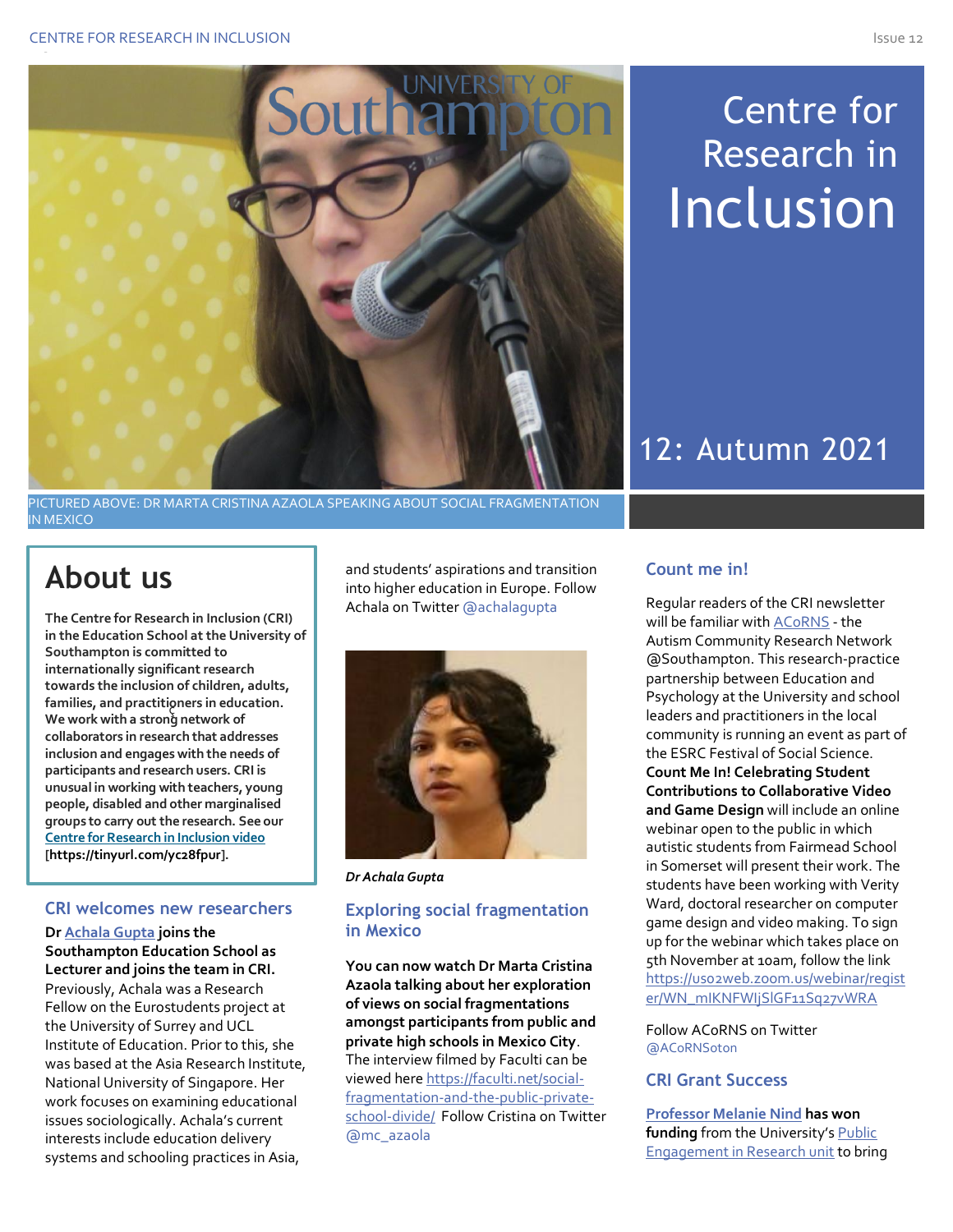# Centre for Research in Inclusion

## 12: Autumn 2021

PICTURED ABOVE: DR MARTA CRISTINA AZAOLA SPEAKING ABOUT SOCIAL FRAGMENTATION IN MEXICO

## About us

**The Centre for Research in Inclusion (CRI) in the Education School at the University of Southampton is committed to internationally significant research towards the inclusion of children, adults, families, and practitioners in education. We work with a strong network of collaborators in research that addresses inclusion and engages with the needs of participants and research users. CRI is unusual in working with teachers, young people, disabled and other marginalised groups to carry out the research. See our [Centre for Research in Inclusion video](https://tinyurl.com/yc28fpur) [https://tinyurl.com/yc28fpur].**

### CRI welcomes new researchers

**Dr [Achala Gupta](#) joins the Southampton Education School as Lecturer and joins the team in CRI.** Previously, Achala was a Research Fellow on the Eurostudents project at the University of Surrey and UCL Institute of Education. Prior to this, she was based at the Asia Research Institute, National University of Singapore. Her work focuses on examining educational issues sociologically. Achala's current interests include education delivery systems and schooling practices in Asia, and students' aspirations and transition into higher education in Europe. Follow Achala on Twitter @achalagupta

*Dr Achala Gupta*

### Exploring social fragmentation in Mexico

**You can now watch Dr Marta Cristina Azaola talking about her exploration of views on social fragmentations amongst participants from public and private high schools in Mexico City.** The interview filmed by Faculti can be viewed here [https://faculti.net/social-fragmentation-and-the-public-private-school-divide/](https://faculti.net/social-fragmentation-and-the-public-private-school-divide/) Follow Cristina on Twitter @mc_azaola

### Count me in!

Regular readers of the CRI newsletter will be familiar with [ACoRNS](#) - the Autism Community Research Network @Southampton. This research-practice partnership between Education and Psychology at the University and school leaders and practitioners in the local community is running an event as part of the ESRC Festival of Social Science. **Count Me In! Celebrating Student Contributions to Collaborative Video and Game Design** will include an online webinar open to the public in which autistic students from Fairmead School in Somerset will present their work. The students have been working with Verity Ward, doctoral researcher on computer game design and video making. To sign up for the webinar which takes place on 5th November at 10am, follow the link [https://us02web.zoom.us/webinar/register/WN_mIKNFWIjSlGF11Sq27vWRA](https://us02web.zoom.us/webinar/register/WN_mIKNFWIjSlGF11Sq27vWRA)

Follow ACoRNS on Twitter @ACoRNSoton

### CRI Grant Success

**[Professor Melanie Nind](#) has won funding** from the University's [Public Engagement in Research unit](#) to bring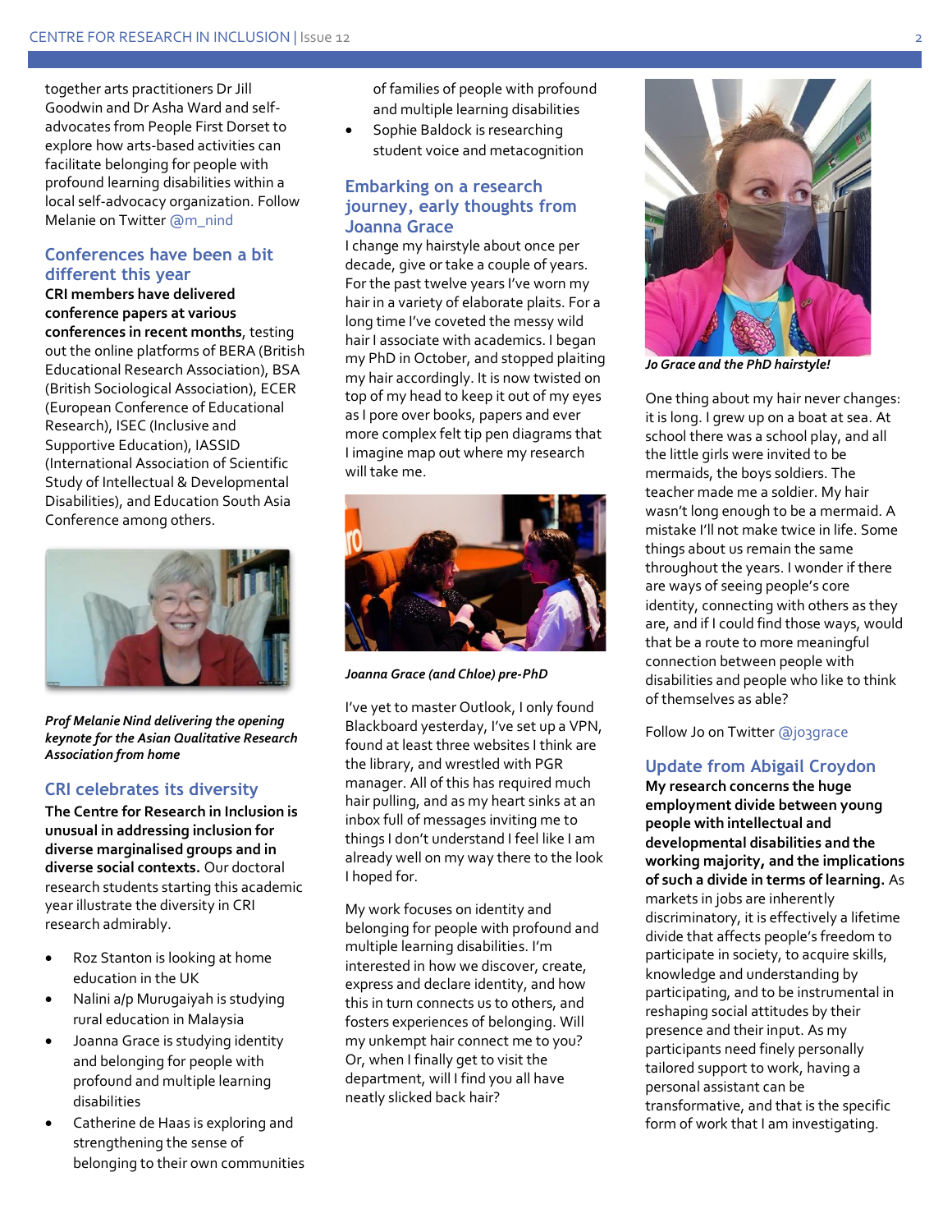together arts practitioners Dr Jill Goodwin and Dr Asha Ward and self-advocates from People First Dorset to explore how arts-based activities can facilitate belonging for people with profound learning disabilities within a local self-advocacy organization. Follow Melanie on Twitter @m_nind

## Conferences have been a bit different this year

**CRI members have delivered conference papers at various conferences in recent months**, testing out the online platforms of BERA (British Educational Research Association), BSA (British Sociological Association), ECER (European Conference of Educational Research), ISEC (Inclusive and Supportive Education), IASSID (International Association of Scientific Study of Intellectual & Developmental Disabilities), and Education South Asia Conference among others.

*Prof Melanie Nind delivering the opening keynote for the Asian Qualitative Research Association from home*

## CRI celebrates its diversity

**The Centre for Research in Inclusion is unusual in addressing inclusion for diverse marginalised groups and in diverse social contexts.** Our doctoral research students starting this academic year illustrate the diversity in CRI research admirably.

- Roz Stanton is looking at home education in the UK
- Nalini a/p Murugaiyah is studying rural education in Malaysia
- Joanna Grace is studying identity and belonging for people with profound and multiple learning disabilities
- Catherine de Haas is exploring and strengthening the sense of belonging to their own communities of families of people with profound and multiple learning disabilities
- Sophie Baldock is researching student voice and metacognition

## Embarking on a research journey, early thoughts from Joanna Grace

I change my hairstyle about once per decade, give or take a couple of years. For the past twelve years I've worn my hair in a variety of elaborate plaits. For a long time I've coveted the messy wild hair I associate with academics. I began my PhD in October, and stopped plaiting my hair accordingly. It is now twisted on top of my head to keep it out of my eyes as I pore over books, papers and ever more complex felt tip pen diagrams that I imagine map out where my research will take me.

*Joanna Grace (and Chloe) pre-PhD*

I've yet to master Outlook, I only found Blackboard yesterday, I've set up a VPN, found at least three websites I think are the library, and wrestled with PGR manager. All of this has required much hair pulling, and as my heart sinks at an inbox full of messages inviting me to things I don't understand I feel like I am already well on my way there to the look I hoped for.

My work focuses on identity and belonging for people with profound and multiple learning disabilities. I'm interested in how we discover, create, express and declare identity, and how this in turn connects us to others, and fosters experiences of belonging. Will my unkempt hair connect me to you? Or, when I finally get to visit the department, will I find you all have neatly slicked back hair?

*Jo Grace and the PhD hairstyle!*

One thing about my hair never changes: it is long. I grew up on a boat at sea. At school there was a school play, and all the little girls were invited to be mermaids, the boys soldiers. The teacher made me a soldier. My hair wasn't long enough to be a mermaid. A mistake I'll not make twice in life. Some things about us remain the same throughout the years. I wonder if there are ways of seeing people's core identity, connecting with others as they are, and if I could find those ways, would that be a route to more meaningful connection between people with disabilities and people who like to think of themselves as able?

Follow Jo on Twitter @jo3grace

## Update from Abigail Croydon

**My research concerns the huge employment divide between young people with intellectual and developmental disabilities and the working majority, and the implications of such a divide in terms of learning.** As markets in jobs are inherently discriminatory, it is effectively a lifetime divide that affects people's freedom to participate in society, to acquire skills, knowledge and understanding by participating, and to be instrumental in reshaping social attitudes by their presence and their input. As my participants need finely personally tailored support to work, having a personal assistant can be transformative, and that is the specific form of work that I am investigating.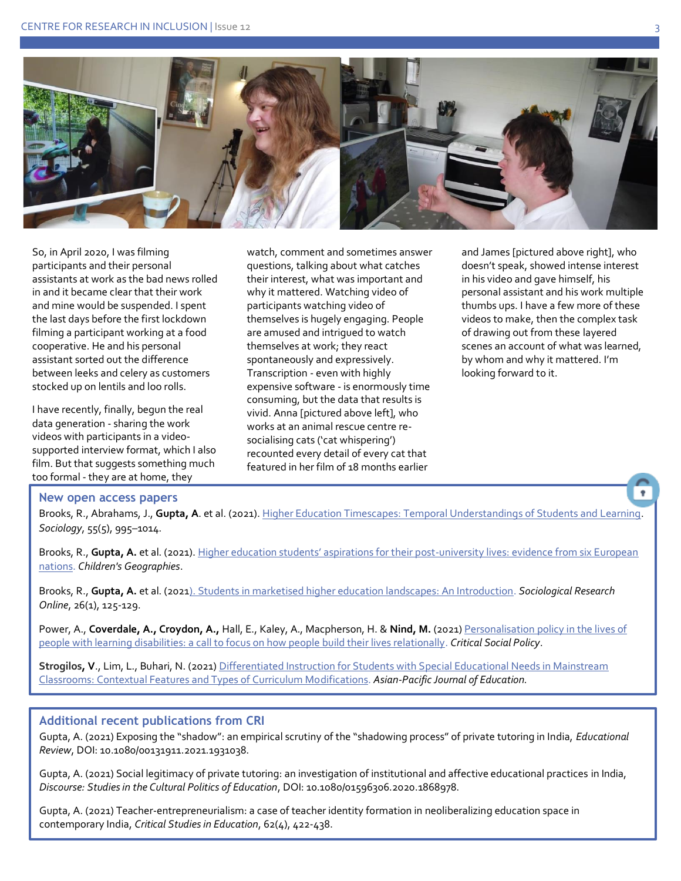So, in April 2020, I was filming participants and their personal assistants at work as the bad news rolled in and it became clear that their work and mine would be suspended. I spent the last days before the first lockdown filming a participant working at a food cooperative. He and his personal assistant sorted out the difference between leeks and celery as customers stocked up on lentils and loo rolls.

I have recently, finally, begun the real data generation - sharing the work videos with participants in a video-supported interview format, which I also film. But that suggests something much too formal - they are at home, they watch, comment and sometimes answer questions, talking about what catches their interest, what was important and why it mattered. Watching video of participants watching video of themselves is hugely engaging. People are amused and intrigued to watch themselves at work; they react spontaneously and expressively. Transcription - even with highly expensive software - is enormously time consuming, but the data that results is vivid. Anna [pictured above left], who works at an animal rescue centre re-socialising cats ('cat whispering') recounted every detail of every cat that featured in her film of 18 months earlier and James [pictured above right], who doesn't speak, showed intense interest in his video and gave himself, his personal assistant and his work multiple thumbs ups. I have a few more of these videos to make, then the complex task of drawing out from these layered scenes an account of what was learned, by whom and why it mattered. I'm looking forward to it.

## New open access papers

Brooks, R., Abrahams, J., **Gupta, A**. et al. (2021). Higher Education Timescapes: Temporal Understandings of Students and Learning. *Sociology*, 55(5), 995–1014.

Brooks, R., **Gupta, A.** et al. (2021). Higher education students' aspirations for their post-university lives: evidence from six European nations. *Children's Geographies*.

Brooks, R., **Gupta, A.** et al. (2021). Students in marketised higher education landscapes: An Introduction. *Sociological Research Online*, 26(1), 125-129.

Power, A., **Coverdale, A., Croydon, A.,** Hall, E., Kaley, A., Macpherson, H. & **Nind, M.** (2021) Personalisation policy in the lives of people with learning disabilities: a call to focus on how people build their lives relationally. *Critical Social Policy*.

**Strogilos, V**., Lim, L., Buhari, N. (2021) Differentiated Instruction for Students with Special Educational Needs in Mainstream Classrooms: Contextual Features and Types of Curriculum Modifications. *Asian-Pacific Journal of Education.*

## Additional recent publications from CRI

Gupta, A. (2021) Exposing the "shadow": an empirical scrutiny of the "shadowing process" of private tutoring in India, *Educational Review*, DOI: 10.1080/00131911.2021.1931038.

Gupta, A. (2021) Social legitimacy of private tutoring: an investigation of institutional and affective educational practices in India, *Discourse: Studies in the Cultural Politics of Education*, DOI: 10.1080/01596306.2020.1868978.

Gupta, A. (2021) Teacher-entrepreneurialism: a case of teacher identity formation in neoliberalizing education space in contemporary India, *Critical Studies in Education*, 62(4), 422-438.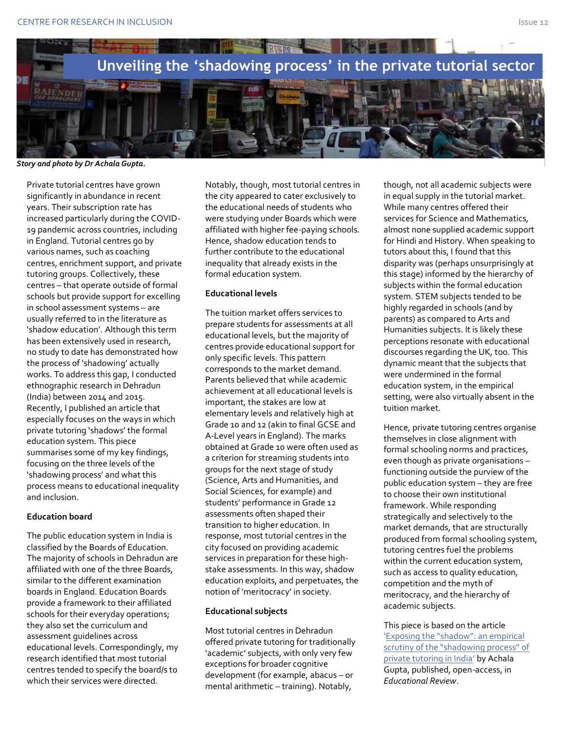# Unveiling the 'shadowing process' in the private tutorial sector

***Story and photo by Dr Achala Gupta.***

Private tutorial centres have grown significantly in abundance in recent years. Their subscription rate has increased particularly during the COVID-19 pandemic across countries, including in England. Tutorial centres go by various names, such as coaching centres, enrichment support, and private tutoring groups. Collectively, these centres – that operate outside of formal schools but provide support for excelling in school assessment systems – are usually referred to in the literature as 'shadow education'. Although this term has been extensively used in research, no study to date has demonstrated how the process of 'shadowing' actually works. To address this gap, I conducted ethnographic research in Dehradun (India) between 2014 and 2015. Recently, I published an article that especially focuses on the ways in which private tutoring 'shadows' the formal education system. This piece summarises some of my key findings, focusing on the three levels of the 'shadowing process' and what this process means to educational inequality and inclusion.

**Education board**

The public education system in India is classified by the Boards of Education. The majority of schools in Dehradun are affiliated with one of the three Boards, similar to the different examination boards in England. Education Boards provide a framework to their affiliated schools for their everyday operations; they also set the curriculum and assessment guidelines across educational levels. Correspondingly, my research identified that most tutorial centres tended to specify the board/s to which their services were directed.

Notably, though, most tutorial centres in the city appeared to cater exclusively to the educational needs of students who were studying under Boards which were affiliated with higher fee-paying schools. Hence, shadow education tends to further contribute to the educational inequality that already exists in the formal education system.

**Educational levels**

The tuition market offers services to prepare students for assessments at all educational levels, but the majority of centres provide educational support for only specific levels. This pattern corresponds to the market demand. Parents believed that while academic achievement at all educational levels is important, the stakes are low at elementary levels and relatively high at Grade 10 and 12 (akin to final GCSE and A-Level years in England). The marks obtained at Grade 10 were often used as a criterion for streaming students into groups for the next stage of study (Science, Arts and Humanities, and Social Sciences, for example) and students' performance in Grade 12 assessments often shaped their transition to higher education. In response, most tutorial centres in the city focused on providing academic services in preparation for these high-stake assessments. In this way, shadow education exploits, and perpetuates, the notion of 'meritocracy' in society.

**Educational subjects**

Most tutorial centres in Dehradun offered private tutoring for traditionally 'academic' subjects, with only very few exceptions for broader cognitive development (for example, abacus – or mental arithmetic – training). Notably, though, not all academic subjects were in equal supply in the tutorial market. While many centres offered their services for Science and Mathematics, almost none supplied academic support for Hindi and History. When speaking to tutors about this, I found that this disparity was (perhaps unsurprisingly at this stage) informed by the hierarchy of subjects within the formal education system. STEM subjects tended to be highly regarded in schools (and by parents) as compared to Arts and Humanities subjects. It is likely these perceptions resonate with educational discourses regarding the UK, too. This dynamic meant that the subjects that were undermined in the formal education system, in the empirical setting, were also virtually absent in the tuition market.

Hence, private tutoring centres organise themselves in close alignment with formal schooling norms and practices, even though as private organisations – functioning outside the purview of the public education system – they are free to choose their own institutional framework. While responding strategically and selectively to the market demands, that are structurally produced from formal schooling system, tutoring centres fuel the problems within the current education system, such as access to quality education, competition and the myth of meritocracy, and the hierarchy of academic subjects.

This piece is based on the article 'Exposing the "shadow": an empirical scrutiny of the "shadowing process" of private tutoring in India' by Achala Gupta, published, open-access, in *Educational Review*.